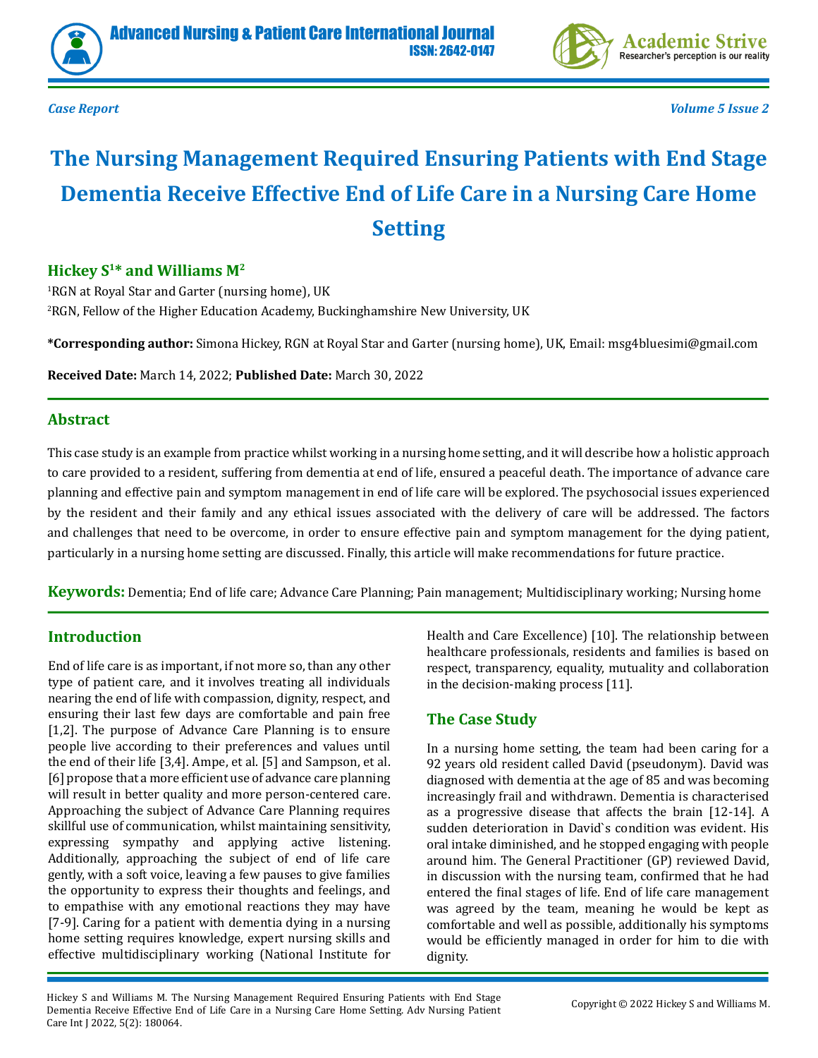*Case Report*

# The Nursing Management Required Ensuring Patients with End Stage Dementia Receive Effective End of Life Care in a Nursing Care Home Setting

**Hickey S[1]* and Williams M[2]**

[1]RGN at Royal Star and Garter (nursing home), UK

[2]RGN, Fellow of the Higher Education Academy, Buckinghamshire New University, UK

***Corresponding author:** Simona Hickey, RGN at Royal Star and Garter (nursing home), UK, Email: msg4bluesimi@gmail.com

**Received Date:** March 14, 2022; **Published Date:** March 30, 2022

## Abstract

This case study is an example from practice whilst working in a nursing home setting, and it will describe how a holistic approach to care provided to a resident, suffering from dementia at end of life, ensured a peaceful death. The importance of advance care planning and effective pain and symptom management in end of life care will be explored. The psychosocial issues experienced by the resident and their family and any ethical issues associated with the delivery of care will be addressed. The factors and challenges that need to be overcome, in order to ensure effective pain and symptom management for the dying patient, particularly in a nursing home setting are discussed. Finally, this article will make recommendations for future practice.

**Keywords:** Dementia; End of life care; Advance Care Planning; Pain management; Multidisciplinary working; Nursing home

## Introduction

End of life care is as important, if not more so, than any other type of patient care, and it involves treating all individuals nearing the end of life with compassion, dignity, respect, and ensuring their last few days are comfortable and pain free [1,2]. The purpose of Advance Care Planning is to ensure people live according to their preferences and values until the end of their life [3,4]. Ampe, et al. [5] and Sampson, et al. [6] propose that a more efficient use of advance care planning will result in better quality and more person-centered care. Approaching the subject of Advance Care Planning requires skillful use of communication, whilst maintaining sensitivity, expressing sympathy and applying active listening. Additionally, approaching the subject of end of life care gently, with a soft voice, leaving a few pauses to give families the opportunity to express their thoughts and feelings, and to empathise with any emotional reactions they may have [7-9]. Caring for a patient with dementia dying in a nursing home setting requires knowledge, expert nursing skills and effective multidisciplinary working (National Institute for Health and Care Excellence) [10]. The relationship between healthcare professionals, residents and families is based on respect, transparency, equality, mutuality and collaboration in the decision-making process [11].

## The Case Study

In a nursing home setting, the team had been caring for a 92 years old resident called David (pseudonym). David was diagnosed with dementia at the age of 85 and was becoming increasingly frail and withdrawn. Dementia is characterised as a progressive disease that affects the brain [12-14]. A sudden deterioration in David`s condition was evident. His oral intake diminished, and he stopped engaging with people around him. The General Practitioner (GP) reviewed David, in discussion with the nursing team, confirmed that he had entered the final stages of life. End of life care management was agreed by the team, meaning he would be kept as comfortable and well as possible, additionally his symptoms would be efficiently managed in order for him to die with dignity.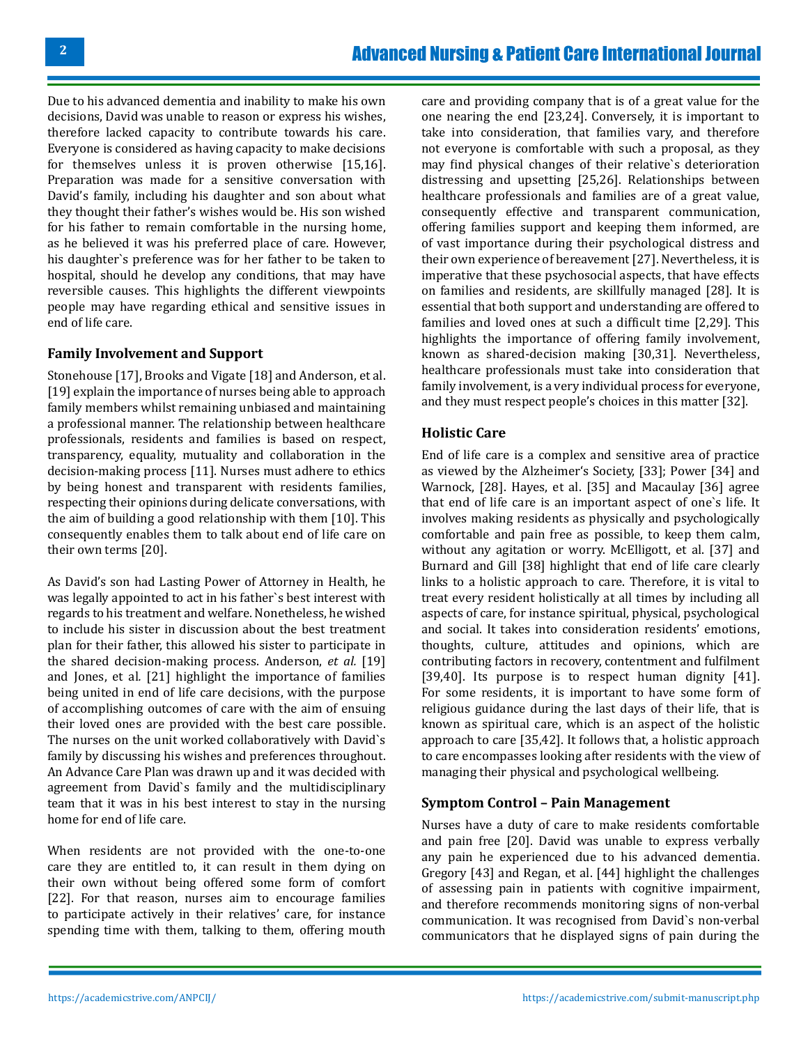Due to his advanced dementia and inability to make his own decisions, David was unable to reason or express his wishes, therefore lacked capacity to contribute towards his care. Everyone is considered as having capacity to make decisions for themselves unless it is proven otherwise [15,16]. Preparation was made for a sensitive conversation with David's family, including his daughter and son about what they thought their father's wishes would be. His son wished for his father to remain comfortable in the nursing home, as he believed it was his preferred place of care. However, his daughter`s preference was for her father to be taken to hospital, should he develop any conditions, that may have reversible causes. This highlights the different viewpoints people may have regarding ethical and sensitive issues in end of life care.

## Family Involvement and Support

Stonehouse [17], Brooks and Vigate [18] and Anderson, et al. [19] explain the importance of nurses being able to approach family members whilst remaining unbiased and maintaining a professional manner. The relationship between healthcare professionals, residents and families is based on respect, transparency, equality, mutuality and collaboration in the decision-making process [11]. Nurses must adhere to ethics by being honest and transparent with residents families, respecting their opinions during delicate conversations, with the aim of building a good relationship with them [10]. This consequently enables them to talk about end of life care on their own terms [20].

As David's son had Lasting Power of Attorney in Health, he was legally appointed to act in his father`s best interest with regards to his treatment and welfare. Nonetheless, he wished to include his sister in discussion about the best treatment plan for their father, this allowed his sister to participate in the shared decision-making process. Anderson, *et al.* [19] and Jones, et al. [21] highlight the importance of families being united in end of life care decisions, with the purpose of accomplishing outcomes of care with the aim of ensuing their loved ones are provided with the best care possible. The nurses on the unit worked collaboratively with David`s family by discussing his wishes and preferences throughout. An Advance Care Plan was drawn up and it was decided with agreement from David`s family and the multidisciplinary team that it was in his best interest to stay in the nursing home for end of life care.

When residents are not provided with the one-to-one care they are entitled to, it can result in them dying on their own without being offered some form of comfort [22]. For that reason, nurses aim to encourage families to participate actively in their relatives' care, for instance spending time with them, talking to them, offering mouth care and providing company that is of a great value for the one nearing the end [23,24]. Conversely, it is important to take into consideration, that families vary, and therefore not everyone is comfortable with such a proposal, as they may find physical changes of their relative`s deterioration distressing and upsetting [25,26]. Relationships between healthcare professionals and families are of a great value, consequently effective and transparent communication, offering families support and keeping them informed, are of vast importance during their psychological distress and their own experience of bereavement [27]. Nevertheless, it is imperative that these psychosocial aspects, that have effects on families and residents, are skillfully managed [28]. It is essential that both support and understanding are offered to families and loved ones at such a difficult time [2,29]. This highlights the importance of offering family involvement, known as shared-decision making [30,31]. Nevertheless, healthcare professionals must take into consideration that family involvement, is a very individual process for everyone, and they must respect people's choices in this matter [32].

## Holistic Care

End of life care is a complex and sensitive area of practice as viewed by the Alzheimer's Society, [33]; Power [34] and Warnock, [28]. Hayes, et al. [35] and Macaulay [36] agree that end of life care is an important aspect of one`s life. It involves making residents as physically and psychologically comfortable and pain free as possible, to keep them calm, without any agitation or worry. McElligott, et al. [37] and Burnard and Gill [38] highlight that end of life care clearly links to a holistic approach to care. Therefore, it is vital to treat every resident holistically at all times by including all aspects of care, for instance spiritual, physical, psychological and social. It takes into consideration residents' emotions, thoughts, culture, attitudes and opinions, which are contributing factors in recovery, contentment and fulfilment [39,40]. Its purpose is to respect human dignity [41]. For some residents, it is important to have some form of religious guidance during the last days of their life, that is known as spiritual care, which is an aspect of the holistic approach to care [35,42]. It follows that, a holistic approach to care encompasses looking after residents with the view of managing their physical and psychological wellbeing.

## Symptom Control – Pain Management

Nurses have a duty of care to make residents comfortable and pain free [20]. David was unable to express verbally any pain he experienced due to his advanced dementia. Gregory [43] and Regan, et al. [44] highlight the challenges of assessing pain in patients with cognitive impairment, and therefore recommends monitoring signs of non-verbal communication. It was recognised from David`s non-verbal communicators that he displayed signs of pain during the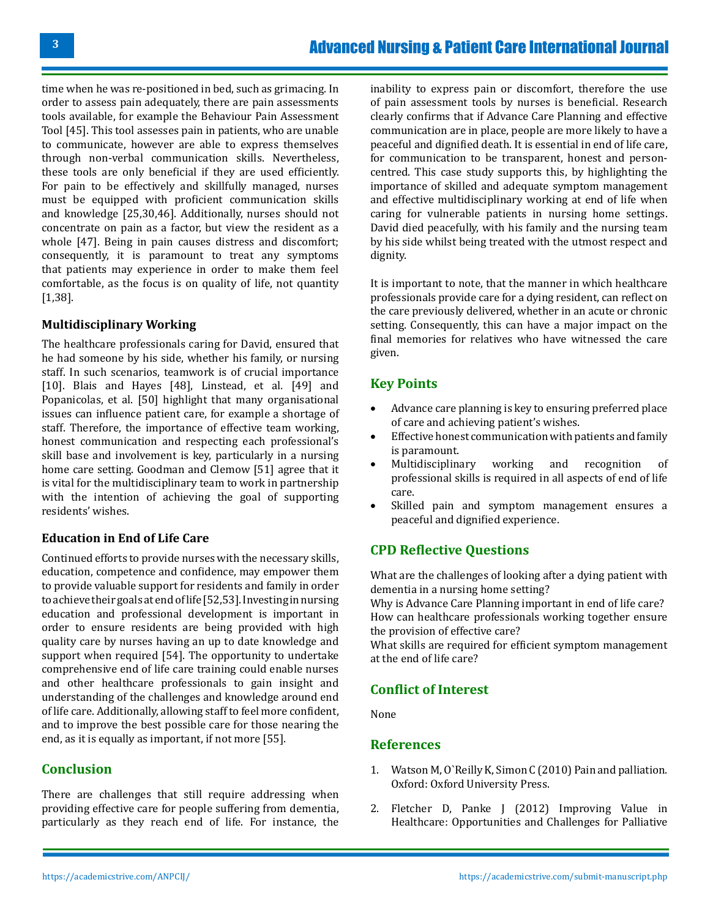time when he was re-positioned in bed, such as grimacing. In order to assess pain adequately, there are pain assessments tools available, for example the Behaviour Pain Assessment Tool [45]. This tool assesses pain in patients, who are unable to communicate, however are able to express themselves through non-verbal communication skills. Nevertheless, these tools are only beneficial if they are used efficiently. For pain to be effectively and skillfully managed, nurses must be equipped with proficient communication skills and knowledge [25,30,46]. Additionally, nurses should not concentrate on pain as a factor, but view the resident as a whole [47]. Being in pain causes distress and discomfort; consequently, it is paramount to treat any symptoms that patients may experience in order to make them feel comfortable, as the focus is on quality of life, not quantity [1,38].

### Multidisciplinary Working

The healthcare professionals caring for David, ensured that he had someone by his side, whether his family, or nursing staff. In such scenarios, teamwork is of crucial importance [10]. Blais and Hayes [48], Linstead, et al. [49] and Popanicolas, et al. [50] highlight that many organisational issues can influence patient care, for example a shortage of staff. Therefore, the importance of effective team working, honest communication and respecting each professional's skill base and involvement is key, particularly in a nursing home care setting. Goodman and Clemow [51] agree that it is vital for the multidisciplinary team to work in partnership with the intention of achieving the goal of supporting residents' wishes.

### Education in End of Life Care

Continued efforts to provide nurses with the necessary skills, education, competence and confidence, may empower them to provide valuable support for residents and family in order to achieve their goals at end of life [52,53]. Investing in nursing education and professional development is important in order to ensure residents are being provided with high quality care by nurses having an up to date knowledge and support when required [54]. The opportunity to undertake comprehensive end of life care training could enable nurses and other healthcare professionals to gain insight and understanding of the challenges and knowledge around end of life care. Additionally, allowing staff to feel more confident, and to improve the best possible care for those nearing the end, as it is equally as important, if not more [55].

## Conclusion

There are challenges that still require addressing when providing effective care for people suffering from dementia, particularly as they reach end of life. For instance, the inability to express pain or discomfort, therefore the use of pain assessment tools by nurses is beneficial. Research clearly confirms that if Advance Care Planning and effective communication are in place, people are more likely to have a peaceful and dignified death. It is essential in end of life care, for communication to be transparent, honest and person-centred. This case study supports this, by highlighting the importance of skilled and adequate symptom management and effective multidisciplinary working at end of life when caring for vulnerable patients in nursing home settings. David died peacefully, with his family and the nursing team by his side whilst being treated with the utmost respect and dignity.

It is important to note, that the manner in which healthcare professionals provide care for a dying resident, can reflect on the care previously delivered, whether in an acute or chronic setting. Consequently, this can have a major impact on the final memories for relatives who have witnessed the care given.

## Key Points

- Advance care planning is key to ensuring preferred place of care and achieving patient's wishes.
- Effective honest communication with patients and family is paramount.
- Multidisciplinary working and recognition of professional skills is required in all aspects of end of life care.
- Skilled pain and symptom management ensures a peaceful and dignified experience.

## CPD Reflective Questions

What are the challenges of looking after a dying patient with dementia in a nursing home setting?

Why is Advance Care Planning important in end of life care?

How can healthcare professionals working together ensure the provision of effective care?

What skills are required for efficient symptom management at the end of life care?

## Conflict of Interest

None

## References

1. Watson M, O`Reilly K, Simon C (2010) Pain and palliation. Oxford: Oxford University Press.
2. Fletcher D, Panke J (2012) Improving Value in Healthcare: Opportunities and Challenges for Palliative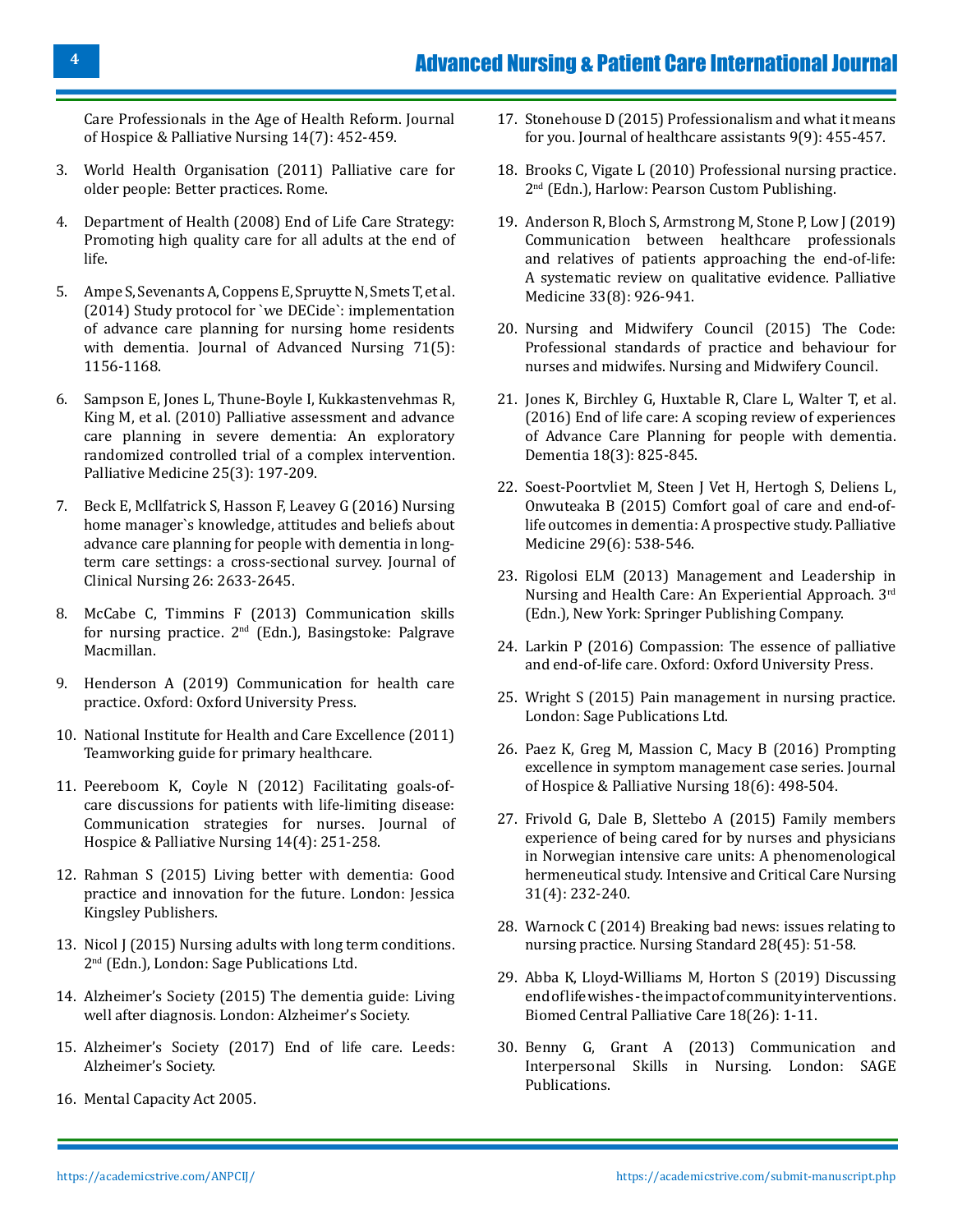Care Professionals in the Age of Health Reform. Journal of Hospice & Palliative Nursing 14(7): 452-459.

3. World Health Organisation (2011) Palliative care for older people: Better practices. Rome.
4. Department of Health (2008) End of Life Care Strategy: Promoting high quality care for all adults at the end of life.
5. Ampe S, Sevenants A, Coppens E, Spruytte N, Smets T, et al. (2014) Study protocol for `we DECide`: implementation of advance care planning for nursing home residents with dementia. Journal of Advanced Nursing 71(5): 1156-1168.
6. Sampson E, Jones L, Thune-Boyle I, Kukkastenvehmas R, King M, et al. (2010) Palliative assessment and advance care planning in severe dementia: An exploratory randomized controlled trial of a complex intervention. Palliative Medicine 25(3): 197-209.
7. Beck E, Mcllfatrick S, Hasson F, Leavey G (2016) Nursing home manager`s knowledge, attitudes and beliefs about advance care planning for people with dementia in long-term care settings: a cross-sectional survey. Journal of Clinical Nursing 26: 2633-2645.
8. McCabe C, Timmins F (2013) Communication skills for nursing practice. 2nd (Edn.), Basingstoke: Palgrave Macmillan.
9. Henderson A (2019) Communication for health care practice. Oxford: Oxford University Press.
10. National Institute for Health and Care Excellence (2011) Teamworking guide for primary healthcare.
11. Peereboom K, Coyle N (2012) Facilitating goals-of-care discussions for patients with life-limiting disease: Communication strategies for nurses. Journal of Hospice & Palliative Nursing 14(4): 251-258.
12. Rahman S (2015) Living better with dementia: Good practice and innovation for the future. London: Jessica Kingsley Publishers.
13. Nicol J (2015) Nursing adults with long term conditions. 2nd (Edn.), London: Sage Publications Ltd.
14. Alzheimer's Society (2015) The dementia guide: Living well after diagnosis. London: Alzheimer's Society.
15. Alzheimer's Society (2017) End of life care. Leeds: Alzheimer's Society.
16. Mental Capacity Act 2005.
17. Stonehouse D (2015) Professionalism and what it means for you. Journal of healthcare assistants 9(9): 455-457.
18. Brooks C, Vigate L (2010) Professional nursing practice. 2nd (Edn.), Harlow: Pearson Custom Publishing.
19. Anderson R, Bloch S, Armstrong M, Stone P, Low J (2019) Communication between healthcare professionals and relatives of patients approaching the end-of-life: A systematic review on qualitative evidence. Palliative Medicine 33(8): 926-941.
20. Nursing and Midwifery Council (2015) The Code: Professional standards of practice and behaviour for nurses and midwifes. Nursing and Midwifery Council.
21. Jones K, Birchley G, Huxtable R, Clare L, Walter T, et al. (2016) End of life care: A scoping review of experiences of Advance Care Planning for people with dementia. Dementia 18(3): 825-845.
22. Soest-Poortvliet M, Steen J Vet H, Hertogh S, Deliens L, Onwuteaka B (2015) Comfort goal of care and end-of-life outcomes in dementia: A prospective study. Palliative Medicine 29(6): 538-546.
23. Rigolosi ELM (2013) Management and Leadership in Nursing and Health Care: An Experiential Approach. 3rd (Edn.), New York: Springer Publishing Company.
24. Larkin P (2016) Compassion: The essence of palliative and end-of-life care. Oxford: Oxford University Press.
25. Wright S (2015) Pain management in nursing practice. London: Sage Publications Ltd.
26. Paez K, Greg M, Massion C, Macy B (2016) Prompting excellence in symptom management case series. Journal of Hospice & Palliative Nursing 18(6): 498-504.
27. Frivold G, Dale B, Slettebo A (2015) Family members experience of being cared for by nurses and physicians in Norwegian intensive care units: A phenomenological hermeneutical study. Intensive and Critical Care Nursing 31(4): 232-240.
28. Warnock C (2014) Breaking bad news: issues relating to nursing practice. Nursing Standard 28(45): 51-58.
29. Abba K, Lloyd-Williams M, Horton S (2019) Discussing end of life wishes - the impact of community interventions. Biomed Central Palliative Care 18(26): 1-11.
30. Benny G, Grant A (2013) Communication and Interpersonal Skills in Nursing. London: SAGE Publications.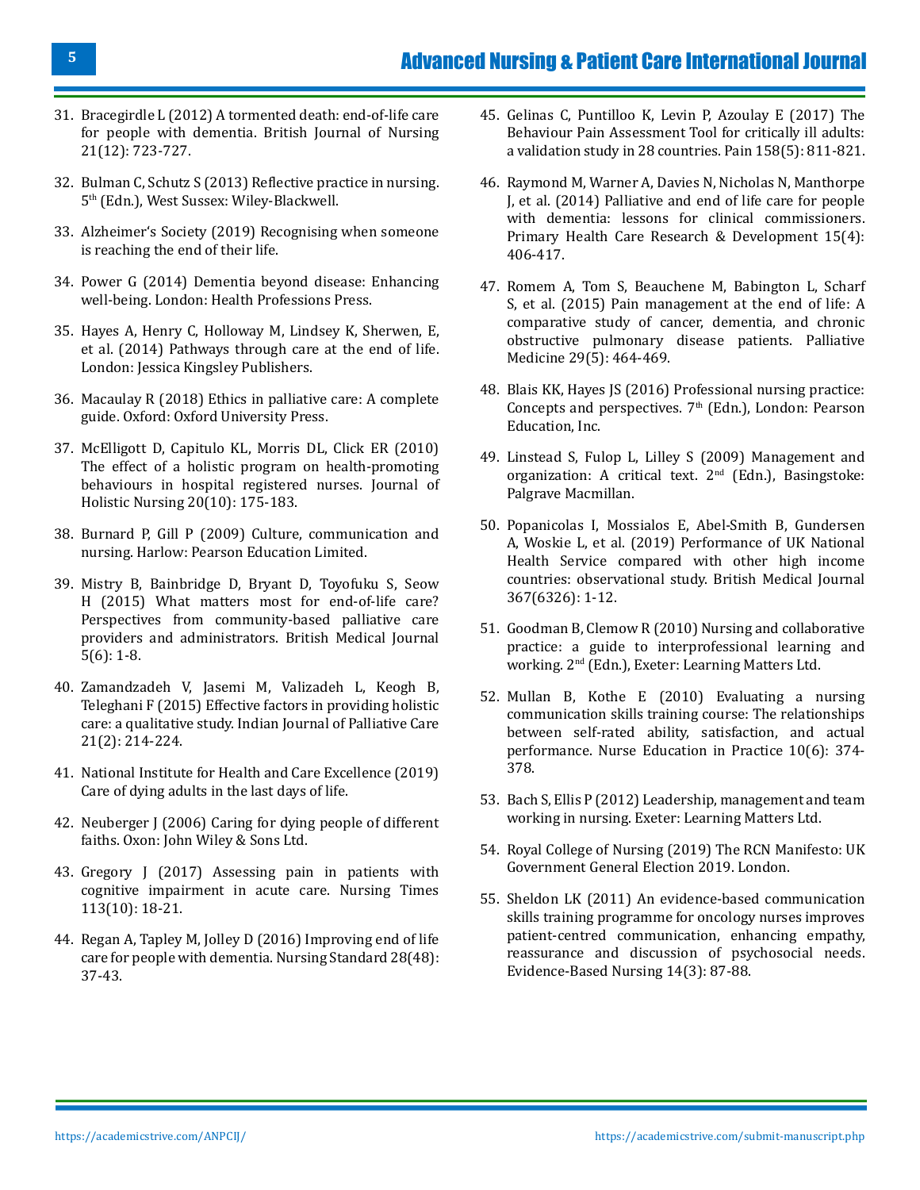31. Bracegirdle L (2012) A tormented death: end-of-life care for people with dementia. British Journal of Nursing 21(12): 723-727.

32. Bulman C, Schutz S (2013) Reflective practice in nursing. 5th (Edn.), West Sussex: Wiley-Blackwell.

33. Alzheimer's Society (2019) Recognising when someone is reaching the end of their life.

34. Power G (2014) Dementia beyond disease: Enhancing well-being. London: Health Professions Press.

35. Hayes A, Henry C, Holloway M, Lindsey K, Sherwen, E, et al. (2014) Pathways through care at the end of life. London: Jessica Kingsley Publishers.

36. Macaulay R (2018) Ethics in palliative care: A complete guide. Oxford: Oxford University Press.

37. McElligott D, Capitulo KL, Morris DL, Click ER (2010) The effect of a holistic program on health-promoting behaviours in hospital registered nurses. Journal of Holistic Nursing 20(10): 175-183.

38. Burnard P, Gill P (2009) Culture, communication and nursing. Harlow: Pearson Education Limited.

39. Mistry B, Bainbridge D, Bryant D, Toyofuku S, Seow H (2015) What matters most for end-of-life care? Perspectives from community-based palliative care providers and administrators. British Medical Journal 5(6): 1-8.

40. Zamandzadeh V, Jasemi M, Valizadeh L, Keogh B, Teleghani F (2015) Effective factors in providing holistic care: a qualitative study. Indian Journal of Palliative Care 21(2): 214-224.

41. National Institute for Health and Care Excellence (2019) Care of dying adults in the last days of life.

42. Neuberger J (2006) Caring for dying people of different faiths. Oxon: John Wiley & Sons Ltd.

43. Gregory J (2017) Assessing pain in patients with cognitive impairment in acute care. Nursing Times 113(10): 18-21.

44. Regan A, Tapley M, Jolley D (2016) Improving end of life care for people with dementia. Nursing Standard 28(48): 37-43.

45. Gelinas C, Puntilloo K, Levin P, Azoulay E (2017) The Behaviour Pain Assessment Tool for critically ill adults: a validation study in 28 countries. Pain 158(5): 811-821.

46. Raymond M, Warner A, Davies N, Nicholas N, Manthorpe J, et al. (2014) Palliative and end of life care for people with dementia: lessons for clinical commissioners. Primary Health Care Research & Development 15(4): 406-417.

47. Romem A, Tom S, Beauchene M, Babington L, Scharf S, et al. (2015) Pain management at the end of life: A comparative study of cancer, dementia, and chronic obstructive pulmonary disease patients. Palliative Medicine 29(5): 464-469.

48. Blais KK, Hayes JS (2016) Professional nursing practice: Concepts and perspectives. 7th (Edn.), London: Pearson Education, Inc.

49. Linstead S, Fulop L, Lilley S (2009) Management and organization: A critical text. 2nd (Edn.), Basingstoke: Palgrave Macmillan.

50. Popanicolas I, Mossialos E, Abel-Smith B, Gundersen A, Woskie L, et al. (2019) Performance of UK National Health Service compared with other high income countries: observational study. British Medical Journal 367(6326): 1-12.

51. Goodman B, Clemow R (2010) Nursing and collaborative practice: a guide to interprofessional learning and working. 2nd (Edn.), Exeter: Learning Matters Ltd.

52. Mullan B, Kothe E (2010) Evaluating a nursing communication skills training course: The relationships between self-rated ability, satisfaction, and actual performance. Nurse Education in Practice 10(6): 374-378.

53. Bach S, Ellis P (2012) Leadership, management and team working in nursing. Exeter: Learning Matters Ltd.

54. Royal College of Nursing (2019) The RCN Manifesto: UK Government General Election 2019. London.

55. Sheldon LK (2011) An evidence-based communication skills training programme for oncology nurses improves patient-centred communication, enhancing empathy, reassurance and discussion of psychosocial needs. Evidence-Based Nursing 14(3): 87-88.